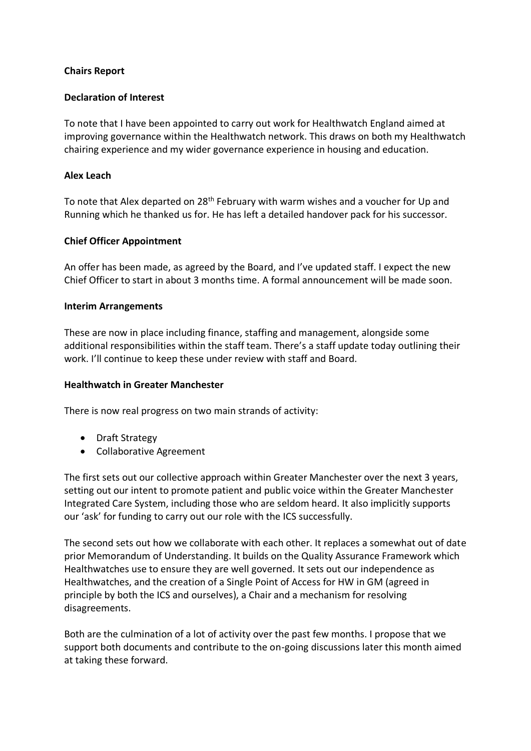**Chairs Report**

**Declaration of Interest**

To note that I have been appointed to carry out work for Healthwatch England aimed at improving governance within the Healthwatch network. This draws on both my Healthwatch chairing experience and my wider governance experience in housing and education.

**Alex Leach**

To note that Alex departed on 28th February with warm wishes and a voucher for Up and Running which he thanked us for. He has left a detailed handover pack for his successor.

**Chief Officer Appointment**

An offer has been made, as agreed by the Board, and I've updated staff. I expect the new Chief Officer to start in about 3 months time. A formal announcement will be made soon.

**Interim Arrangements**

These are now in place including finance, staffing and management, alongside some additional responsibilities within the staff team. There's a staff update today outlining their work. I'll continue to keep these under review with staff and Board.

**Healthwatch in Greater Manchester**

There is now real progress on two main strands of activity:

- Draft Strategy
- Collaborative Agreement

The first sets out our collective approach within Greater Manchester over the next 3 years, setting out our intent to promote patient and public voice within the Greater Manchester Integrated Care System, including those who are seldom heard. It also implicitly supports our 'ask' for funding to carry out our role with the ICS successfully.

The second sets out how we collaborate with each other. It replaces a somewhat out of date prior Memorandum of Understanding. It builds on the Quality Assurance Framework which Healthwatches use to ensure they are well governed. It sets out our independence as Healthwatches, and the creation of a Single Point of Access for HW in GM (agreed in principle by both the ICS and ourselves), a Chair and a mechanism for resolving disagreements.

Both are the culmination of a lot of activity over the past few months. I propose that we support both documents and contribute to the on-going discussions later this month aimed at taking these forward.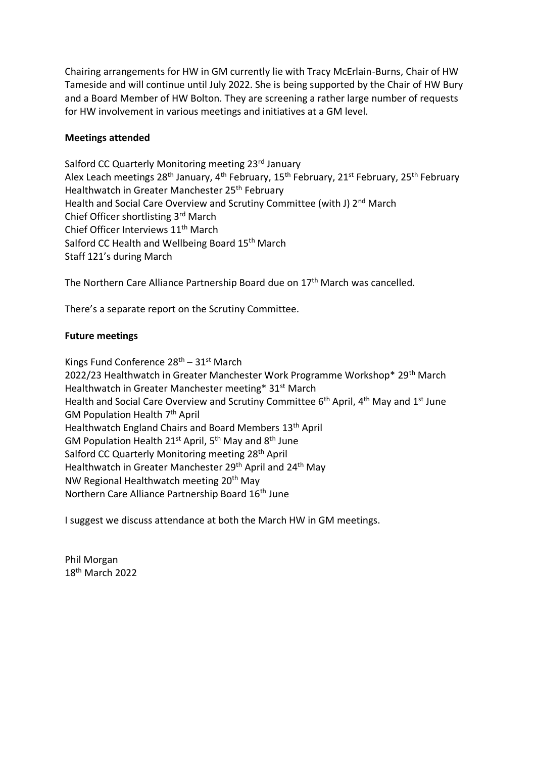Chairing arrangements for HW in GM currently lie with Tracy McErlain-Burns, Chair of HW Tameside and will continue until July 2022. She is being supported by the Chair of HW Bury and a Board Member of HW Bolton. They are screening a rather large number of requests for HW involvement in various meetings and initiatives at a GM level.

**Meetings attended**

Salford CC Quarterly Monitoring meeting 23rd January
Alex Leach meetings 28th January, 4th February, 15th February, 21st February, 25th February
Healthwatch in Greater Manchester 25th February
Health and Social Care Overview and Scrutiny Committee (with J) 2nd March
Chief Officer shortlisting 3rd March
Chief Officer Interviews 11th March
Salford CC Health and Wellbeing Board 15th March
Staff 121's during March

The Northern Care Alliance Partnership Board due on 17th March was cancelled.

There's a separate report on the Scrutiny Committee.

**Future meetings**

Kings Fund Conference 28th – 31st March
2022/23 Healthwatch in Greater Manchester Work Programme Workshop* 29th March
Healthwatch in Greater Manchester meeting* 31st March
Health and Social Care Overview and Scrutiny Committee 6th April, 4th May and 1st June
GM Population Health 7th April
Healthwatch England Chairs and Board Members 13th April
GM Population Health 21st April, 5th May and 8th June
Salford CC Quarterly Monitoring meeting 28th April
Healthwatch in Greater Manchester 29th April and 24th May
NW Regional Healthwatch meeting 20th May
Northern Care Alliance Partnership Board 16th June

I suggest we discuss attendance at both the March HW in GM meetings.

Phil Morgan
18th March 2022